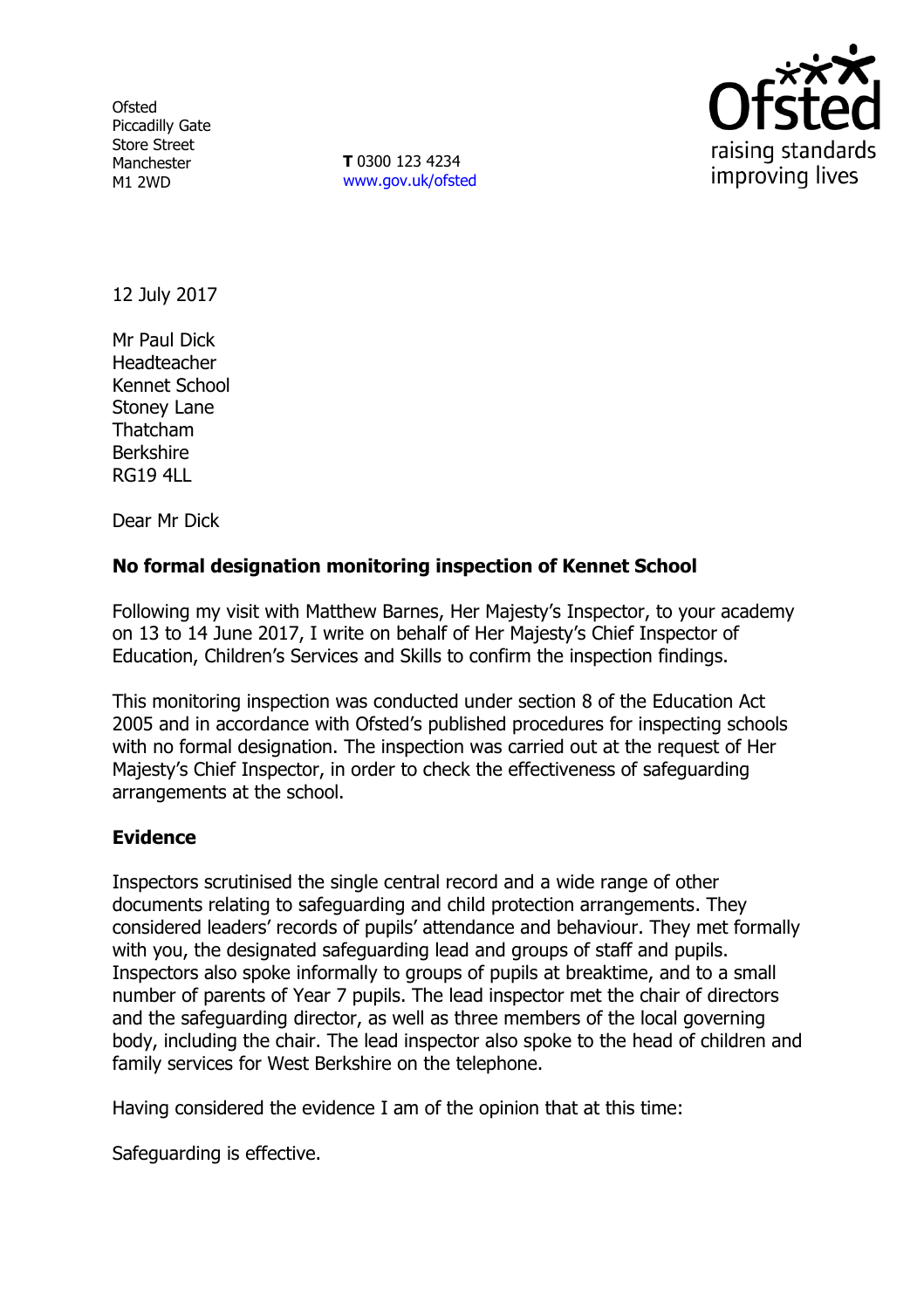Ofsted
Piccadilly Gate
Store Street
Manchester
M1 2WD

**T** 0300 123 4234
www.gov.uk/ofsted

12 July 2017

Mr Paul Dick
Headteacher
Kennet School
Stoney Lane
Thatcham
Berkshire
RG19 4LL

Dear Mr Dick

**No formal designation monitoring inspection of Kennet School**

Following my visit with Matthew Barnes, Her Majesty's Inspector, to your academy on 13 to 14 June 2017, I write on behalf of Her Majesty's Chief Inspector of Education, Children's Services and Skills to confirm the inspection findings.

This monitoring inspection was conducted under section 8 of the Education Act 2005 and in accordance with Ofsted's published procedures for inspecting schools with no formal designation. The inspection was carried out at the request of Her Majesty's Chief Inspector, in order to check the effectiveness of safeguarding arrangements at the school.

**Evidence**

Inspectors scrutinised the single central record and a wide range of other documents relating to safeguarding and child protection arrangements. They considered leaders' records of pupils' attendance and behaviour. They met formally with you, the designated safeguarding lead and groups of staff and pupils. Inspectors also spoke informally to groups of pupils at breaktime, and to a small number of parents of Year 7 pupils. The lead inspector met the chair of directors and the safeguarding director, as well as three members of the local governing body, including the chair. The lead inspector also spoke to the head of children and family services for West Berkshire on the telephone.

Having considered the evidence I am of the opinion that at this time:

Safeguarding is effective.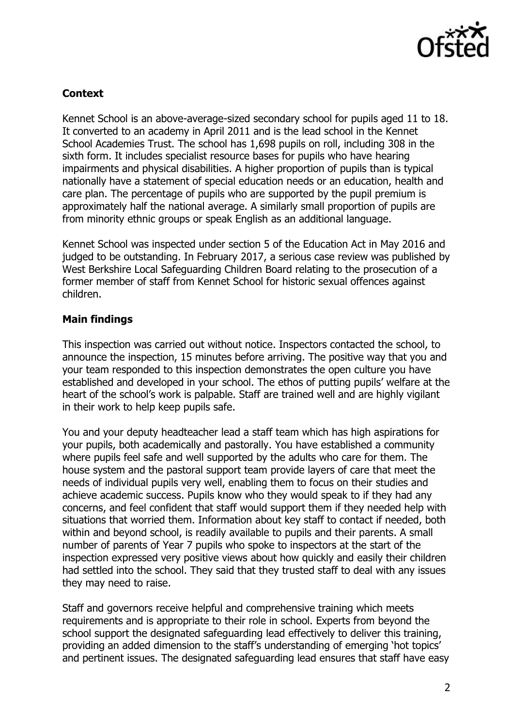### Context

Kennet School is an above-average-sized secondary school for pupils aged 11 to 18. It converted to an academy in April 2011 and is the lead school in the Kennet School Academies Trust. The school has 1,698 pupils on roll, including 308 in the sixth form. It includes specialist resource bases for pupils who have hearing impairments and physical disabilities. A higher proportion of pupils than is typical nationally have a statement of special education needs or an education, health and care plan. The percentage of pupils who are supported by the pupil premium is approximately half the national average. A similarly small proportion of pupils are from minority ethnic groups or speak English as an additional language.

Kennet School was inspected under section 5 of the Education Act in May 2016 and judged to be outstanding. In February 2017, a serious case review was published by West Berkshire Local Safeguarding Children Board relating to the prosecution of a former member of staff from Kennet School for historic sexual offences against children.

### Main findings

This inspection was carried out without notice. Inspectors contacted the school, to announce the inspection, 15 minutes before arriving. The positive way that you and your team responded to this inspection demonstrates the open culture you have established and developed in your school. The ethos of putting pupils' welfare at the heart of the school's work is palpable. Staff are trained well and are highly vigilant in their work to help keep pupils safe.

You and your deputy headteacher lead a staff team which has high aspirations for your pupils, both academically and pastorally. You have established a community where pupils feel safe and well supported by the adults who care for them. The house system and the pastoral support team provide layers of care that meet the needs of individual pupils very well, enabling them to focus on their studies and achieve academic success. Pupils know who they would speak to if they had any concerns, and feel confident that staff would support them if they needed help with situations that worried them. Information about key staff to contact if needed, both within and beyond school, is readily available to pupils and their parents. A small number of parents of Year 7 pupils who spoke to inspectors at the start of the inspection expressed very positive views about how quickly and easily their children had settled into the school. They said that they trusted staff to deal with any issues they may need to raise.

Staff and governors receive helpful and comprehensive training which meets requirements and is appropriate to their role in school. Experts from beyond the school support the designated safeguarding lead effectively to deliver this training, providing an added dimension to the staff's understanding of emerging 'hot topics' and pertinent issues. The designated safeguarding lead ensures that staff have easy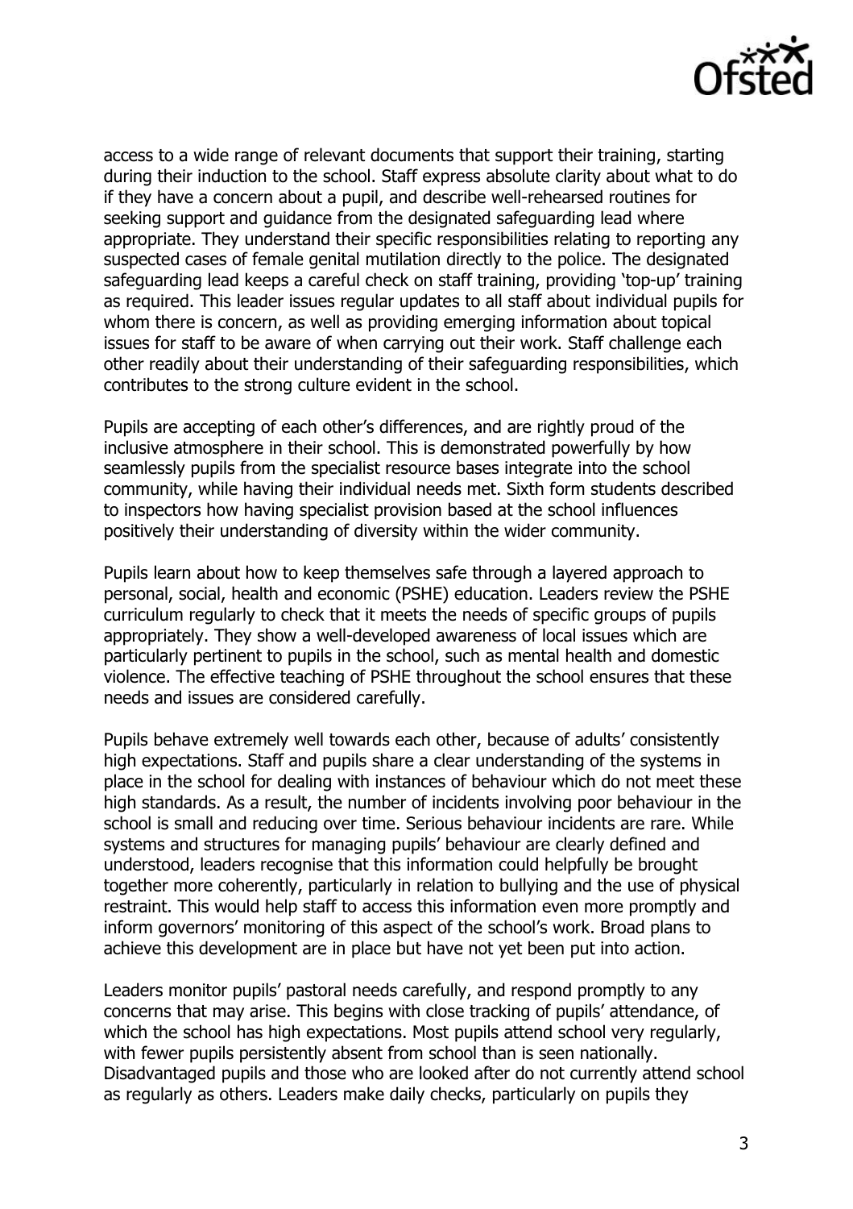access to a wide range of relevant documents that support their training, starting during their induction to the school. Staff express absolute clarity about what to do if they have a concern about a pupil, and describe well-rehearsed routines for seeking support and guidance from the designated safeguarding lead where appropriate. They understand their specific responsibilities relating to reporting any suspected cases of female genital mutilation directly to the police. The designated safeguarding lead keeps a careful check on staff training, providing 'top-up' training as required. This leader issues regular updates to all staff about individual pupils for whom there is concern, as well as providing emerging information about topical issues for staff to be aware of when carrying out their work. Staff challenge each other readily about their understanding of their safeguarding responsibilities, which contributes to the strong culture evident in the school.

Pupils are accepting of each other's differences, and are rightly proud of the inclusive atmosphere in their school. This is demonstrated powerfully by how seamlessly pupils from the specialist resource bases integrate into the school community, while having their individual needs met. Sixth form students described to inspectors how having specialist provision based at the school influences positively their understanding of diversity within the wider community.

Pupils learn about how to keep themselves safe through a layered approach to personal, social, health and economic (PSHE) education. Leaders review the PSHE curriculum regularly to check that it meets the needs of specific groups of pupils appropriately. They show a well-developed awareness of local issues which are particularly pertinent to pupils in the school, such as mental health and domestic violence. The effective teaching of PSHE throughout the school ensures that these needs and issues are considered carefully.

Pupils behave extremely well towards each other, because of adults' consistently high expectations. Staff and pupils share a clear understanding of the systems in place in the school for dealing with instances of behaviour which do not meet these high standards. As a result, the number of incidents involving poor behaviour in the school is small and reducing over time. Serious behaviour incidents are rare. While systems and structures for managing pupils' behaviour are clearly defined and understood, leaders recognise that this information could helpfully be brought together more coherently, particularly in relation to bullying and the use of physical restraint. This would help staff to access this information even more promptly and inform governors' monitoring of this aspect of the school's work. Broad plans to achieve this development are in place but have not yet been put into action.

Leaders monitor pupils' pastoral needs carefully, and respond promptly to any concerns that may arise. This begins with close tracking of pupils' attendance, of which the school has high expectations. Most pupils attend school very regularly, with fewer pupils persistently absent from school than is seen nationally. Disadvantaged pupils and those who are looked after do not currently attend school as regularly as others. Leaders make daily checks, particularly on pupils they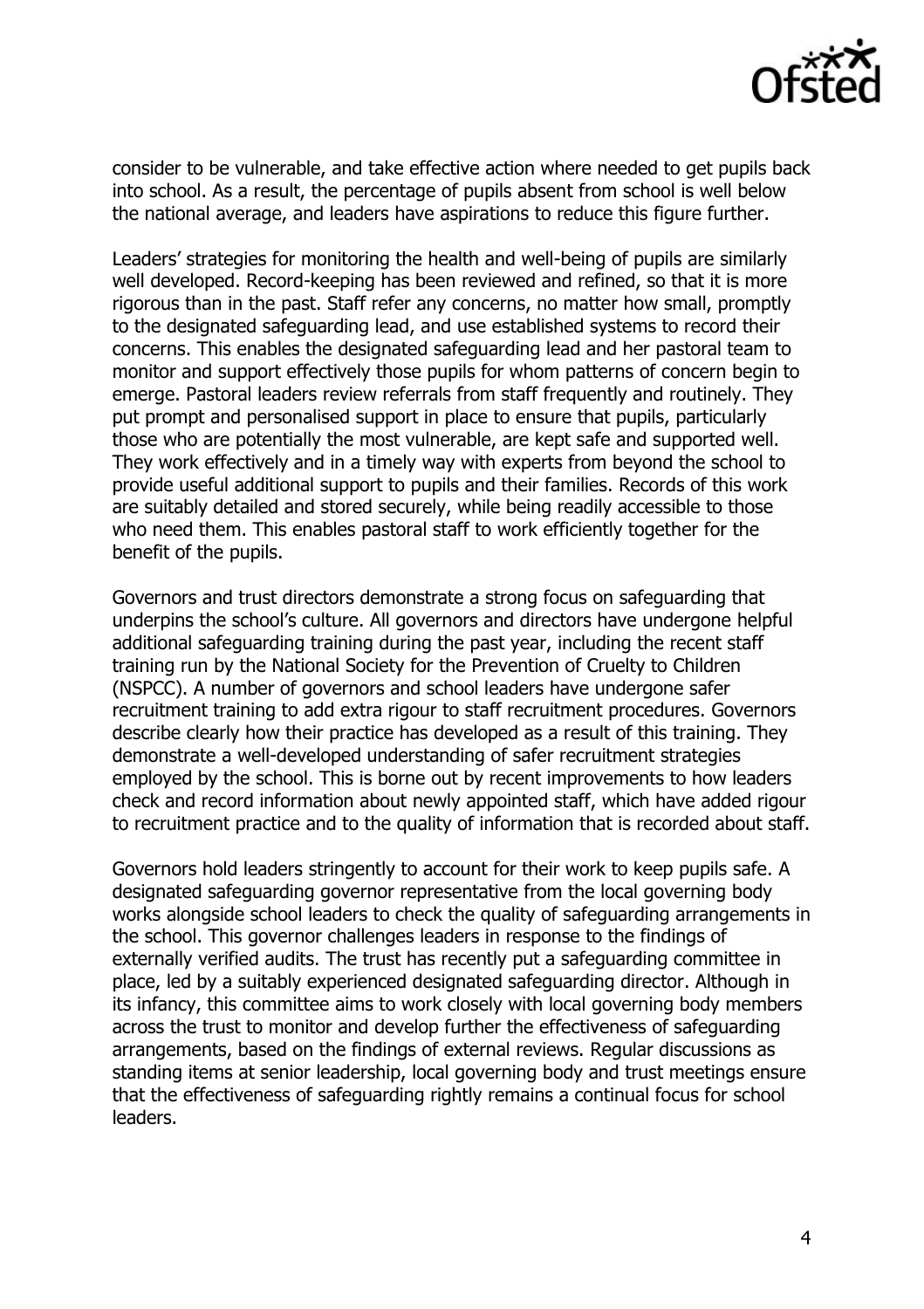consider to be vulnerable, and take effective action where needed to get pupils back into school. As a result, the percentage of pupils absent from school is well below the national average, and leaders have aspirations to reduce this figure further.

Leaders' strategies for monitoring the health and well-being of pupils are similarly well developed. Record-keeping has been reviewed and refined, so that it is more rigorous than in the past. Staff refer any concerns, no matter how small, promptly to the designated safeguarding lead, and use established systems to record their concerns. This enables the designated safeguarding lead and her pastoral team to monitor and support effectively those pupils for whom patterns of concern begin to emerge. Pastoral leaders review referrals from staff frequently and routinely. They put prompt and personalised support in place to ensure that pupils, particularly those who are potentially the most vulnerable, are kept safe and supported well. They work effectively and in a timely way with experts from beyond the school to provide useful additional support to pupils and their families. Records of this work are suitably detailed and stored securely, while being readily accessible to those who need them. This enables pastoral staff to work efficiently together for the benefit of the pupils.

Governors and trust directors demonstrate a strong focus on safeguarding that underpins the school's culture. All governors and directors have undergone helpful additional safeguarding training during the past year, including the recent staff training run by the National Society for the Prevention of Cruelty to Children (NSPCC). A number of governors and school leaders have undergone safer recruitment training to add extra rigour to staff recruitment procedures. Governors describe clearly how their practice has developed as a result of this training. They demonstrate a well-developed understanding of safer recruitment strategies employed by the school. This is borne out by recent improvements to how leaders check and record information about newly appointed staff, which have added rigour to recruitment practice and to the quality of information that is recorded about staff.

Governors hold leaders stringently to account for their work to keep pupils safe. A designated safeguarding governor representative from the local governing body works alongside school leaders to check the quality of safeguarding arrangements in the school. This governor challenges leaders in response to the findings of externally verified audits. The trust has recently put a safeguarding committee in place, led by a suitably experienced designated safeguarding director. Although in its infancy, this committee aims to work closely with local governing body members across the trust to monitor and develop further the effectiveness of safeguarding arrangements, based on the findings of external reviews. Regular discussions as standing items at senior leadership, local governing body and trust meetings ensure that the effectiveness of safeguarding rightly remains a continual focus for school leaders.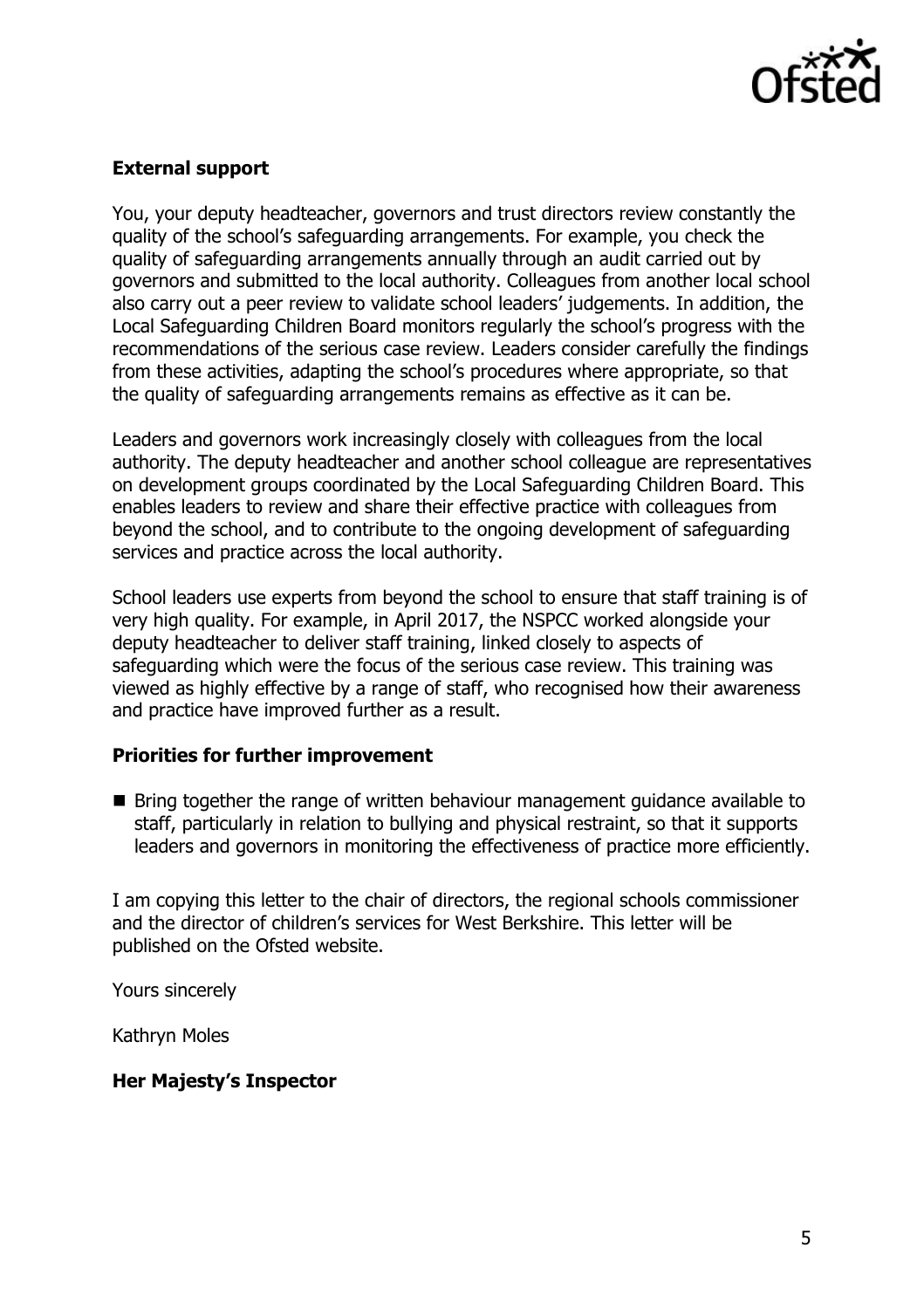**External support**

You, your deputy headteacher, governors and trust directors review constantly the quality of the school's safeguarding arrangements. For example, you check the quality of safeguarding arrangements annually through an audit carried out by governors and submitted to the local authority. Colleagues from another local school also carry out a peer review to validate school leaders' judgements. In addition, the Local Safeguarding Children Board monitors regularly the school's progress with the recommendations of the serious case review. Leaders consider carefully the findings from these activities, adapting the school's procedures where appropriate, so that the quality of safeguarding arrangements remains as effective as it can be.

Leaders and governors work increasingly closely with colleagues from the local authority. The deputy headteacher and another school colleague are representatives on development groups coordinated by the Local Safeguarding Children Board. This enables leaders to review and share their effective practice with colleagues from beyond the school, and to contribute to the ongoing development of safeguarding services and practice across the local authority.

School leaders use experts from beyond the school to ensure that staff training is of very high quality. For example, in April 2017, the NSPCC worked alongside your deputy headteacher to deliver staff training, linked closely to aspects of safeguarding which were the focus of the serious case review. This training was viewed as highly effective by a range of staff, who recognised how their awareness and practice have improved further as a result.

**Priorities for further improvement**

- Bring together the range of written behaviour management guidance available to staff, particularly in relation to bullying and physical restraint, so that it supports leaders and governors in monitoring the effectiveness of practice more efficiently.

I am copying this letter to the chair of directors, the regional schools commissioner and the director of children's services for West Berkshire. This letter will be published on the Ofsted website.

Yours sincerely

Kathryn Moles

**Her Majesty's Inspector**